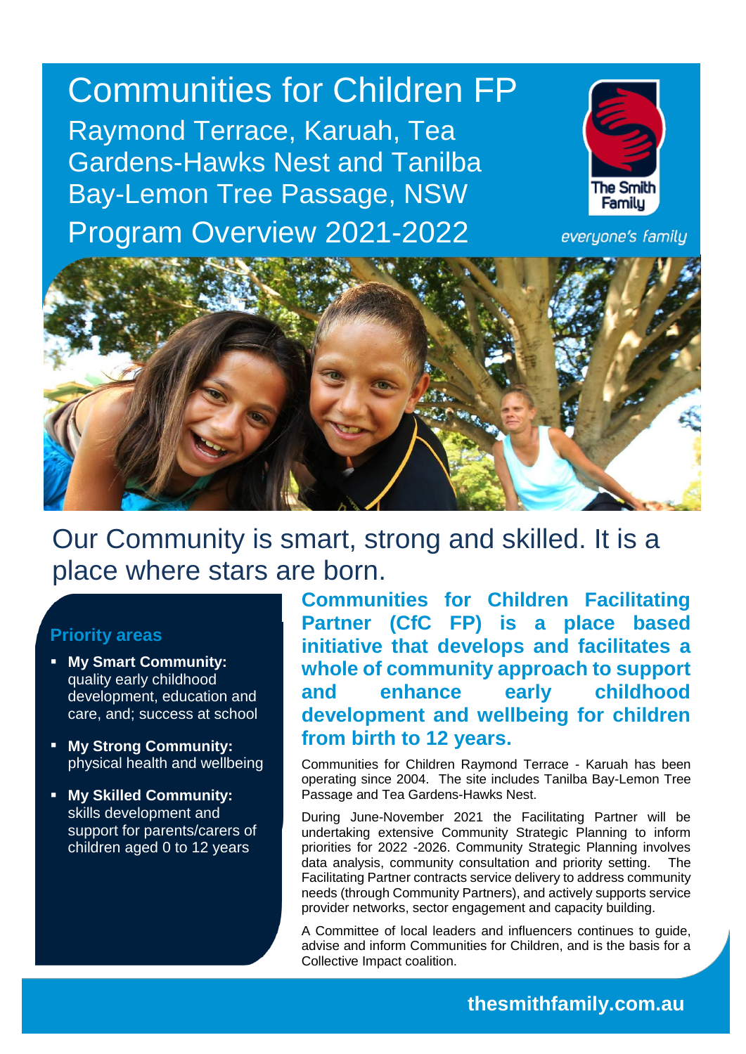# Communities for Children FP

## Raymond Terrace, Karuah, Tea Gardens-Hawks Nest and Tanilba Bay-Lemon Tree Passage, NSW

## Program Overview 2021-2022

The Smith Family

*everyone's family*

## Our Community is smart, strong and skilled. It is a place where stars are born.

### Priority areas

- **My Smart Community:** quality early childhood development, education and care, and; success at school
- **My Strong Community:** physical health and wellbeing
- **My Skilled Community:** skills development and support for parents/carers of children aged 0 to 12 years

**Communities for Children Facilitating Partner (CfC FP) is a place based initiative that develops and facilitates a whole of community approach to support and enhance early childhood development and wellbeing for children from birth to 12 years.**

Communities for Children Raymond Terrace - Karuah has been operating since 2004. The site includes Tanilba Bay-Lemon Tree Passage and Tea Gardens-Hawks Nest.

During June-November 2021 the Facilitating Partner will be undertaking extensive Community Strategic Planning to inform priorities for 2022 -2026. Community Strategic Planning involves data analysis, community consultation and priority setting. The Facilitating Partner contracts service delivery to address community needs (through Community Partners), and actively supports service provider networks, sector engagement and capacity building.

A Committee of local leaders and influencers continues to guide, advise and inform Communities for Children, and is the basis for a Collective Impact coalition.

**thesmithfamily.com.au**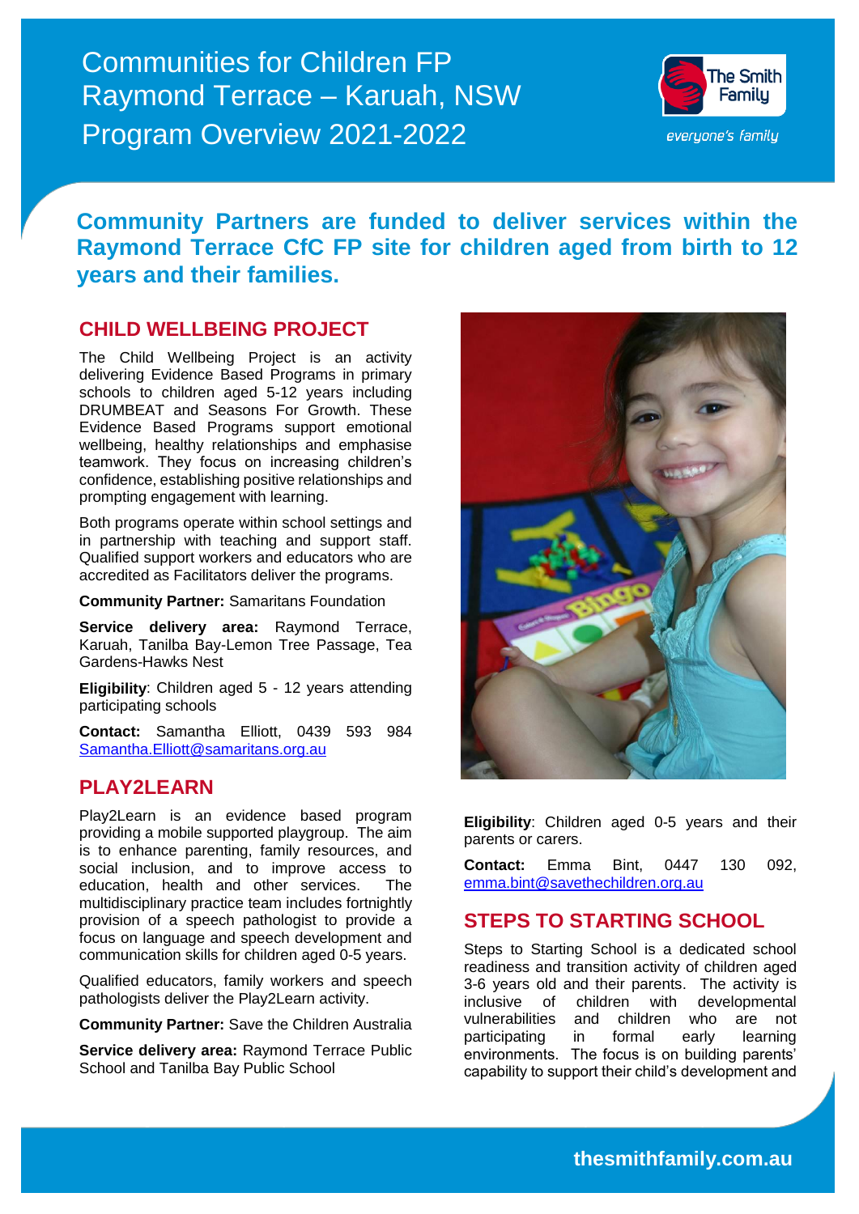# Communities for Children FP Raymond Terrace – Karuah, NSW Program Overview 2021-2022

## Community Partners are funded to deliver services within the Raymond Terrace CfC FP site for children aged from birth to 12 years and their families.

### CHILD WELLBEING PROJECT

The Child Wellbeing Project is an activity delivering Evidence Based Programs in primary schools to children aged 5-12 years including DRUMBEAT and Seasons For Growth. These Evidence Based Programs support emotional wellbeing, healthy relationships and emphasise teamwork. They focus on increasing children's confidence, establishing positive relationships and prompting engagement with learning.

Both programs operate within school settings and in partnership with teaching and support staff. Qualified support workers and educators who are accredited as Facilitators deliver the programs.

**Community Partner:** Samaritans Foundation

**Service delivery area:** Raymond Terrace, Karuah, Tanilba Bay-Lemon Tree Passage, Tea Gardens-Hawks Nest

**Eligibility**: Children aged 5 - 12 years attending participating schools

**Contact:** Samantha Elliott, 0439 593 984 Samantha.Elliott@samaritans.org.au

### PLAY2LEARN

Play2Learn is an evidence based program providing a mobile supported playgroup. The aim is to enhance parenting, family resources, and social inclusion, and to improve access to education, health and other services. The multidisciplinary practice team includes fortnightly provision of a speech pathologist to provide a focus on language and speech development and communication skills for children aged 0-5 years.

Qualified educators, family workers and speech pathologists deliver the Play2Learn activity.

**Community Partner:** Save the Children Australia

**Service delivery area:** Raymond Terrace Public School and Tanilba Bay Public School

**Eligibility**: Children aged 0-5 years and their parents or carers.

**Contact:** Emma Bint, 0447 130 092, emma.bint@savethechildren.org.au

### STEPS TO STARTING SCHOOL

Steps to Starting School is a dedicated school readiness and transition activity of children aged 3-6 years old and their parents. The activity is inclusive of children with developmental vulnerabilities and children who are not participating in formal early learning environments. The focus is on building parents' capability to support their child's development and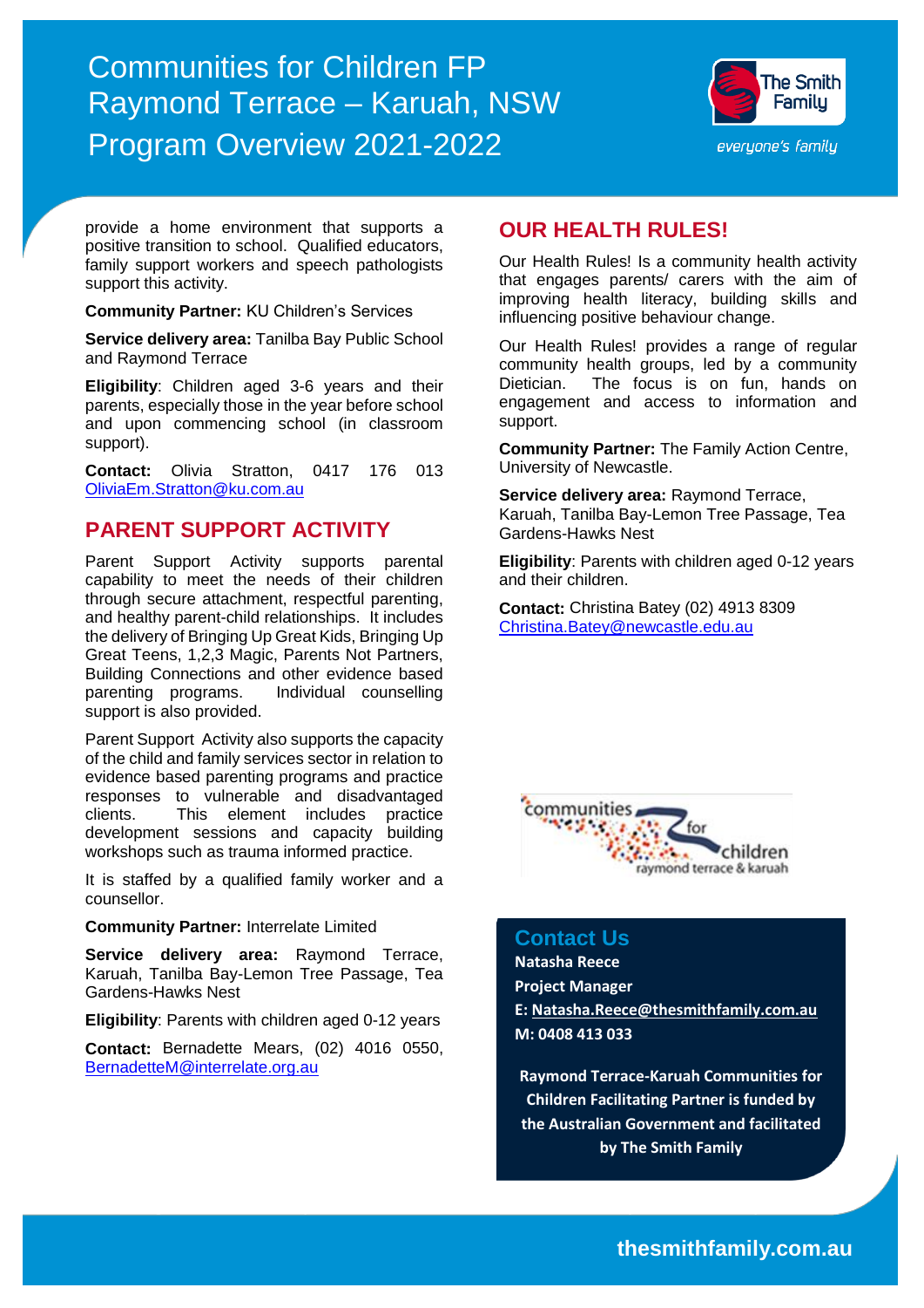# Communities for Children FP Raymond Terrace – Karuah, NSW Program Overview 2021-2022

provide a home environment that supports a positive transition to school. Qualified educators, family support workers and speech pathologists support this activity.

**Community Partner:** KU Children's Services

**Service delivery area:** Tanilba Bay Public School and Raymond Terrace

**Eligibility**: Children aged 3-6 years and their parents, especially those in the year before school and upon commencing school (in classroom support).

**Contact:** Olivia Stratton, 0417 176 013 OliviaEm.Stratton@ku.com.au

## PARENT SUPPORT ACTIVITY

Parent Support Activity supports parental capability to meet the needs of their children through secure attachment, respectful parenting, and healthy parent-child relationships. It includes the delivery of Bringing Up Great Kids, Bringing Up Great Teens, 1,2,3 Magic, Parents Not Partners, Building Connections and other evidence based parenting programs. Individual counselling support is also provided.

Parent Support Activity also supports the capacity of the child and family services sector in relation to evidence based parenting programs and practice responses to vulnerable and disadvantaged clients. This element includes practice development sessions and capacity building workshops such as trauma informed practice.

It is staffed by a qualified family worker and a counsellor.

**Community Partner:** Interrelate Limited

**Service delivery area:** Raymond Terrace, Karuah, Tanilba Bay-Lemon Tree Passage, Tea Gardens-Hawks Nest

**Eligibility**: Parents with children aged 0-12 years

**Contact:** Bernadette Mears, (02) 4016 0550, BernadetteM@interrelate.org.au

## OUR HEALTH RULES!

Our Health Rules! Is a community health activity that engages parents/ carers with the aim of improving health literacy, building skills and influencing positive behaviour change.

Our Health Rules! provides a range of regular community health groups, led by a community Dietician. The focus is on fun, hands on engagement and access to information and support.

**Community Partner:** The Family Action Centre, University of Newcastle.

**Service delivery area:** Raymond Terrace, Karuah, Tanilba Bay-Lemon Tree Passage, Tea Gardens-Hawks Nest

**Eligibility**: Parents with children aged 0-12 years and their children.

**Contact:** Christina Batey (02) 4913 8309 Christina.Batey@newcastle.edu.au

## Contact Us

**Natasha Reece**

**Project Manager**

**E: Natasha.Reece@thesmithfamily.com.au**

**M: 0408 413 033**

**Raymond Terrace-Karuah Communities for Children Facilitating Partner is funded by the Australian Government and facilitated by The Smith Family**

thesmithfamily.com.au